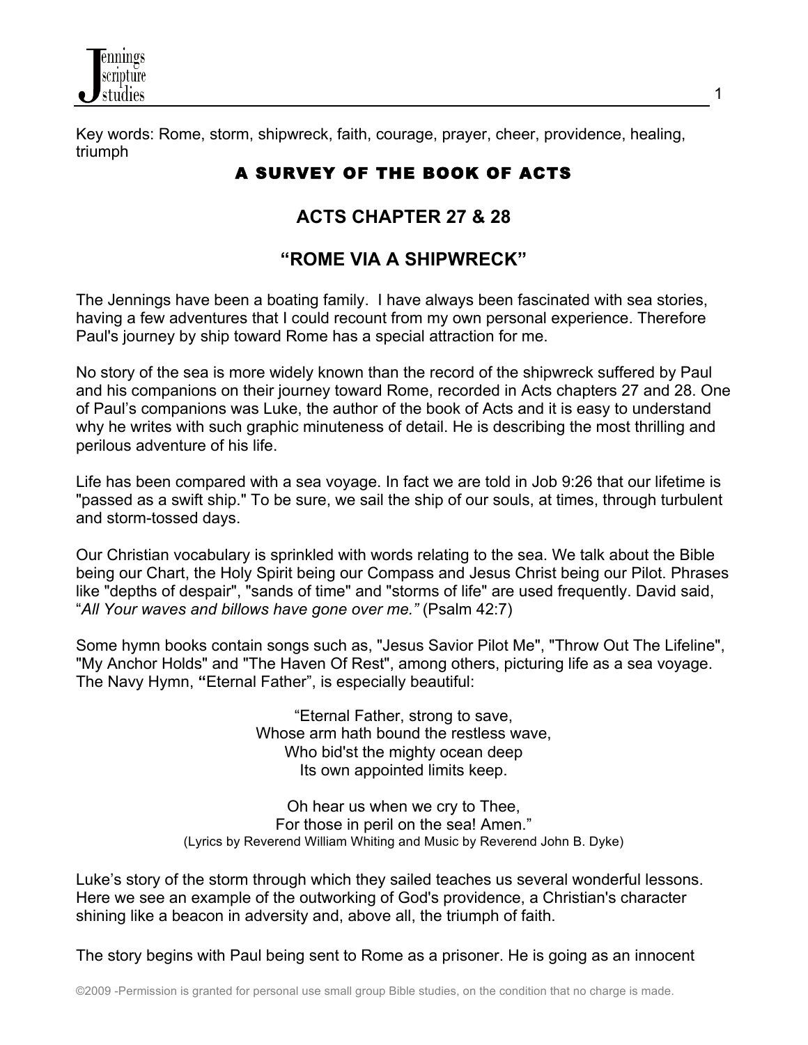Key words: Rome, storm, shipwreck, faith, courage, prayer, cheer, providence, healing, triumph

# A SURVEY OF THE BOOK OF ACTS

## ACTS CHAPTER 27 & 28

## "ROME VIA A SHIPWRECK"

The Jennings have been a boating family. I have always been fascinated with sea stories, having a few adventures that I could recount from my own personal experience. Therefore Paul's journey by ship toward Rome has a special attraction for me.

No story of the sea is more widely known than the record of the shipwreck suffered by Paul and his companions on their journey toward Rome, recorded in Acts chapters 27 and 28. One of Paul's companions was Luke, the author of the book of Acts and it is easy to understand why he writes with such graphic minuteness of detail. He is describing the most thrilling and perilous adventure of his life.

Life has been compared with a sea voyage. In fact we are told in Job 9:26 that our lifetime is "passed as a swift ship." To be sure, we sail the ship of our souls, at times, through turbulent and storm-tossed days.

Our Christian vocabulary is sprinkled with words relating to the sea. We talk about the Bible being our Chart, the Holy Spirit being our Compass and Jesus Christ being our Pilot. Phrases like "depths of despair", "sands of time" and "storms of life" are used frequently. David said, "*All Your waves and billows have gone over me.*" (Psalm 42:7)

Some hymn books contain songs such as, "Jesus Savior Pilot Me", "Throw Out The Lifeline", "My Anchor Holds" and "The Haven Of Rest", among others, picturing life as a sea voyage. The Navy Hymn, **"**Eternal Father", is especially beautiful:

> "Eternal Father, strong to save,
> Whose arm hath bound the restless wave,
> Who bid'st the mighty ocean deep
> Its own appointed limits keep.
>
> Oh hear us when we cry to Thee,
> For those in peril on the sea! Amen."
> (Lyrics by Reverend William Whiting and Music by Reverend John B. Dyke)

Luke's story of the storm through which they sailed teaches us several wonderful lessons. Here we see an example of the outworking of God's providence, a Christian's character shining like a beacon in adversity and, above all, the triumph of faith.

The story begins with Paul being sent to Rome as a prisoner. He is going as an innocent

©2009 -Permission is granted for personal use small group Bible studies, on the condition that no charge is made.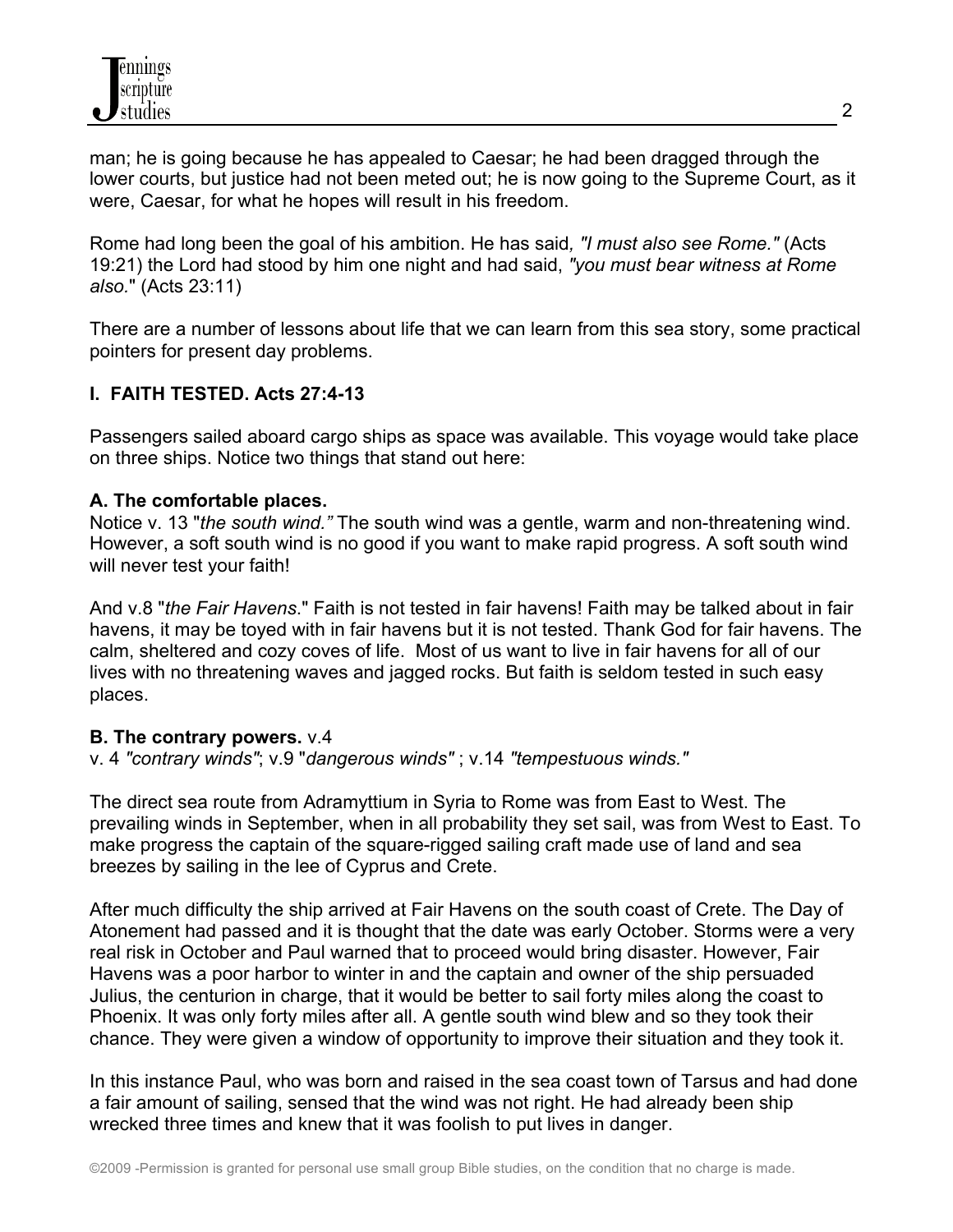man; he is going because he has appealed to Caesar; he had been dragged through the lower courts, but justice had not been meted out; he is now going to the Supreme Court, as it were, Caesar, for what he hopes will result in his freedom.

Rome had long been the goal of his ambition. He has said*, "I must also see Rome."* (Acts 19:21) the Lord had stood by him one night and had said, *"you must bear witness at Rome also.*" (Acts 23:11)

There are a number of lessons about life that we can learn from this sea story, some practical pointers for present day problems.

**I. FAITH TESTED. Acts 27:4-13**

Passengers sailed aboard cargo ships as space was available. This voyage would take place on three ships. Notice two things that stand out here:

**A. The comfortable places.**
Notice v. 13 "*the south wind."* The south wind was a gentle, warm and non-threatening wind. However, a soft south wind is no good if you want to make rapid progress. A soft south wind will never test your faith!

And v.8 "*the Fair Havens*." Faith is not tested in fair havens! Faith may be talked about in fair havens, it may be toyed with in fair havens but it is not tested. Thank God for fair havens. The calm, sheltered and cozy coves of life. Most of us want to live in fair havens for all of our lives with no threatening waves and jagged rocks. But faith is seldom tested in such easy places.

**B. The contrary powers.** v.4
v. 4 *"contrary winds"*; v.9 "*dangerous winds"* ; v.14 *"tempestuous winds."*

The direct sea route from Adramyttium in Syria to Rome was from East to West. The prevailing winds in September, when in all probability they set sail, was from West to East. To make progress the captain of the square-rigged sailing craft made use of land and sea breezes by sailing in the lee of Cyprus and Crete.

After much difficulty the ship arrived at Fair Havens on the south coast of Crete. The Day of Atonement had passed and it is thought that the date was early October. Storms were a very real risk in October and Paul warned that to proceed would bring disaster. However, Fair Havens was a poor harbor to winter in and the captain and owner of the ship persuaded Julius, the centurion in charge, that it would be better to sail forty miles along the coast to Phoenix. It was only forty miles after all. A gentle south wind blew and so they took their chance. They were given a window of opportunity to improve their situation and they took it.

In this instance Paul, who was born and raised in the sea coast town of Tarsus and had done a fair amount of sailing, sensed that the wind was not right. He had already been ship wrecked three times and knew that it was foolish to put lives in danger.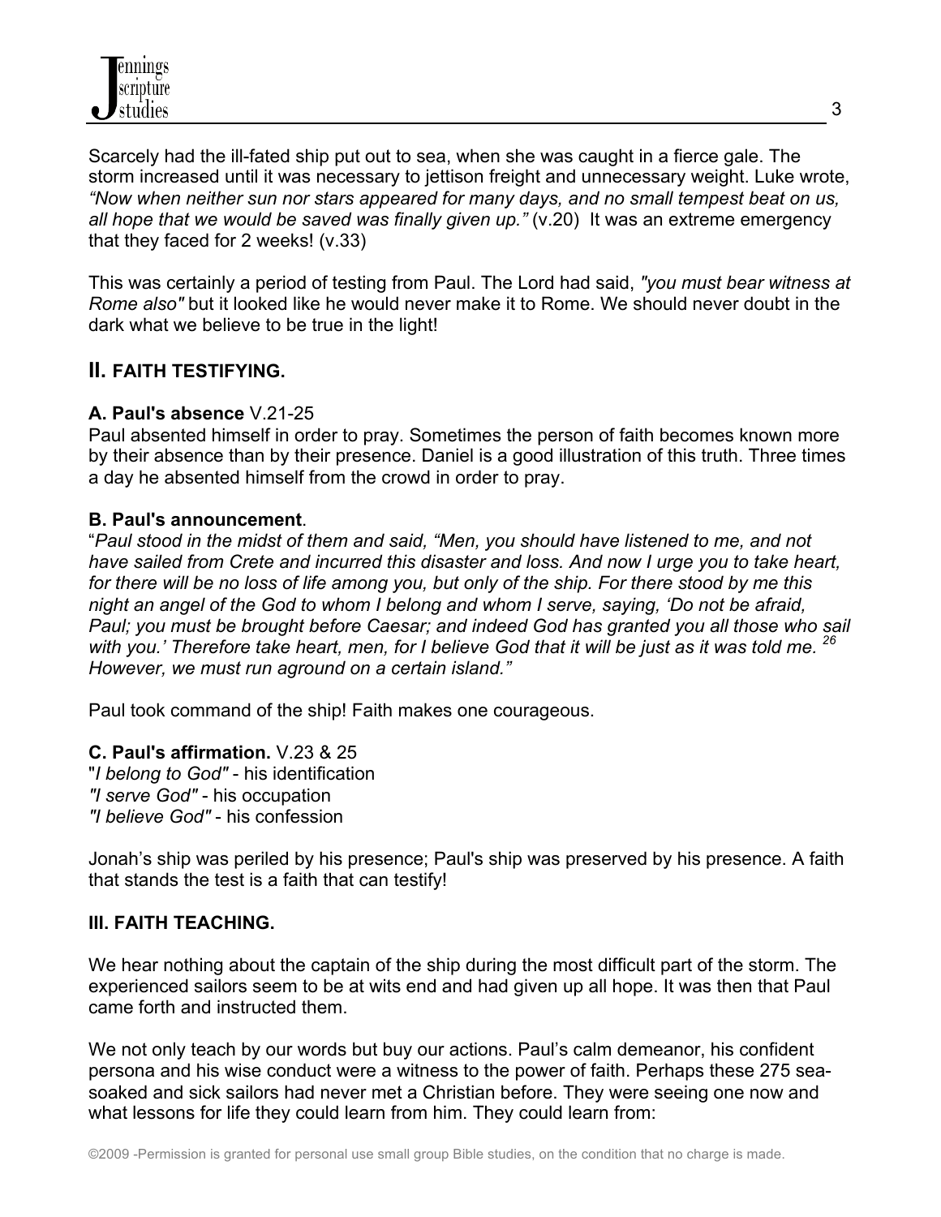Scarcely had the ill-fated ship put out to sea, when she was caught in a fierce gale. The storm increased until it was necessary to jettison freight and unnecessary weight. Luke wrote, *"Now when neither sun nor stars appeared for many days, and no small tempest beat on us, all hope that we would be saved was finally given up."* (v.20) It was an extreme emergency that they faced for 2 weeks! (v.33)

This was certainly a period of testing from Paul. The Lord had said, *"you must bear witness at Rome also"* but it looked like he would never make it to Rome. We should never doubt in the dark what we believe to be true in the light!

## II. FAITH TESTIFYING.

**A. Paul's absence** V.21-25
Paul absented himself in order to pray. Sometimes the person of faith becomes known more by their absence than by their presence. Daniel is a good illustration of this truth. Three times a day he absented himself from the crowd in order to pray.

**B. Paul's announcement**.
"*Paul stood in the midst of them and said, "Men, you should have listened to me, and not have sailed from Crete and incurred this disaster and loss. And now I urge you to take heart, for there will be no loss of life among you, but only of the ship. For there stood by me this night an angel of the God to whom I belong and whom I serve, saying, 'Do not be afraid, Paul; you must be brought before Caesar; and indeed God has granted you all those who sail with you.' Therefore take heart, men, for I believe God that it will be just as it was told me.* [26] *However, we must run aground on a certain island."*

Paul took command of the ship! Faith makes one courageous.

**C. Paul's affirmation.** V.23 & 25
"*I belong to God"* - his identification
*"I serve God"* - his occupation
*"I believe God"* - his confession

Jonah's ship was periled by his presence; Paul's ship was preserved by his presence. A faith that stands the test is a faith that can testify!

## III. FAITH TEACHING.

We hear nothing about the captain of the ship during the most difficult part of the storm. The experienced sailors seem to be at wits end and had given up all hope. It was then that Paul came forth and instructed them.

We not only teach by our words but buy our actions. Paul's calm demeanor, his confident persona and his wise conduct were a witness to the power of faith. Perhaps these 275 sea-soaked and sick sailors had never met a Christian before. They were seeing one now and what lessons for life they could learn from him. They could learn from: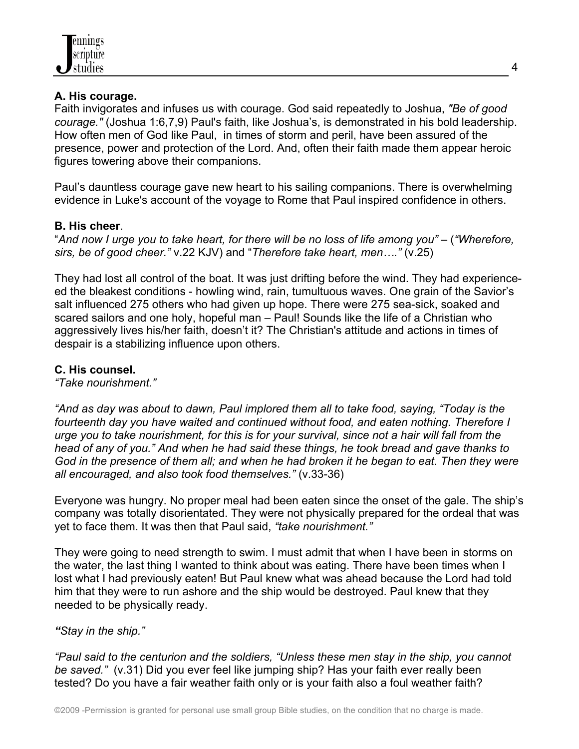**A. His courage.**

Faith invigorates and infuses us with courage. God said repeatedly to Joshua, *"Be of good courage."* (Joshua 1:6,7,9) Paul's faith, like Joshua's, is demonstrated in his bold leadership. How often men of God like Paul, in times of storm and peril, have been assured of the presence, power and protection of the Lord. And, often their faith made them appear heroic figures towering above their companions.

Paul's dauntless courage gave new heart to his sailing companions. There is overwhelming evidence in Luke's account of the voyage to Rome that Paul inspired confidence in others.

**B. His cheer**.

"*And now I urge you to take heart, for there will be no loss of life among you"* – (*"Wherefore, sirs, be of good cheer."* v.22 KJV) and "*Therefore take heart, men…."* (v.25)

They had lost all control of the boat. It was just drifting before the wind. They had experience-ed the bleakest conditions - howling wind, rain, tumultuous waves. One grain of the Savior's salt influenced 275 others who had given up hope. There were 275 sea-sick, soaked and scared sailors and one holy, hopeful man – Paul! Sounds like the life of a Christian who aggressively lives his/her faith, doesn't it? The Christian's attitude and actions in times of despair is a stabilizing influence upon others.

**C. His counsel.**

*"Take nourishment."*

*"And as day was about to dawn, Paul implored them all to take food, saying, "Today is the fourteenth day you have waited and continued without food, and eaten nothing. Therefore I urge you to take nourishment, for this is for your survival, since not a hair will fall from the head of any of you." And when he had said these things, he took bread and gave thanks to God in the presence of them all; and when he had broken it he began to eat. Then they were all encouraged, and also took food themselves."* (v.33-36)

Everyone was hungry. No proper meal had been eaten since the onset of the gale. The ship's company was totally disorientated. They were not physically prepared for the ordeal that was yet to face them. It was then that Paul said, *"take nourishment."*

They were going to need strength to swim. I must admit that when I have been in storms on the water, the last thing I wanted to think about was eating. There have been times when I lost what I had previously eaten! But Paul knew what was ahead because the Lord had told him that they were to run ashore and the ship would be destroyed. Paul knew that they needed to be physically ready.

***"****Stay in the ship."*

*"Paul said to the centurion and the soldiers, "Unless these men stay in the ship, you cannot be saved."* (v.31) Did you ever feel like jumping ship? Has your faith ever really been tested? Do you have a fair weather faith only or is your faith also a foul weather faith?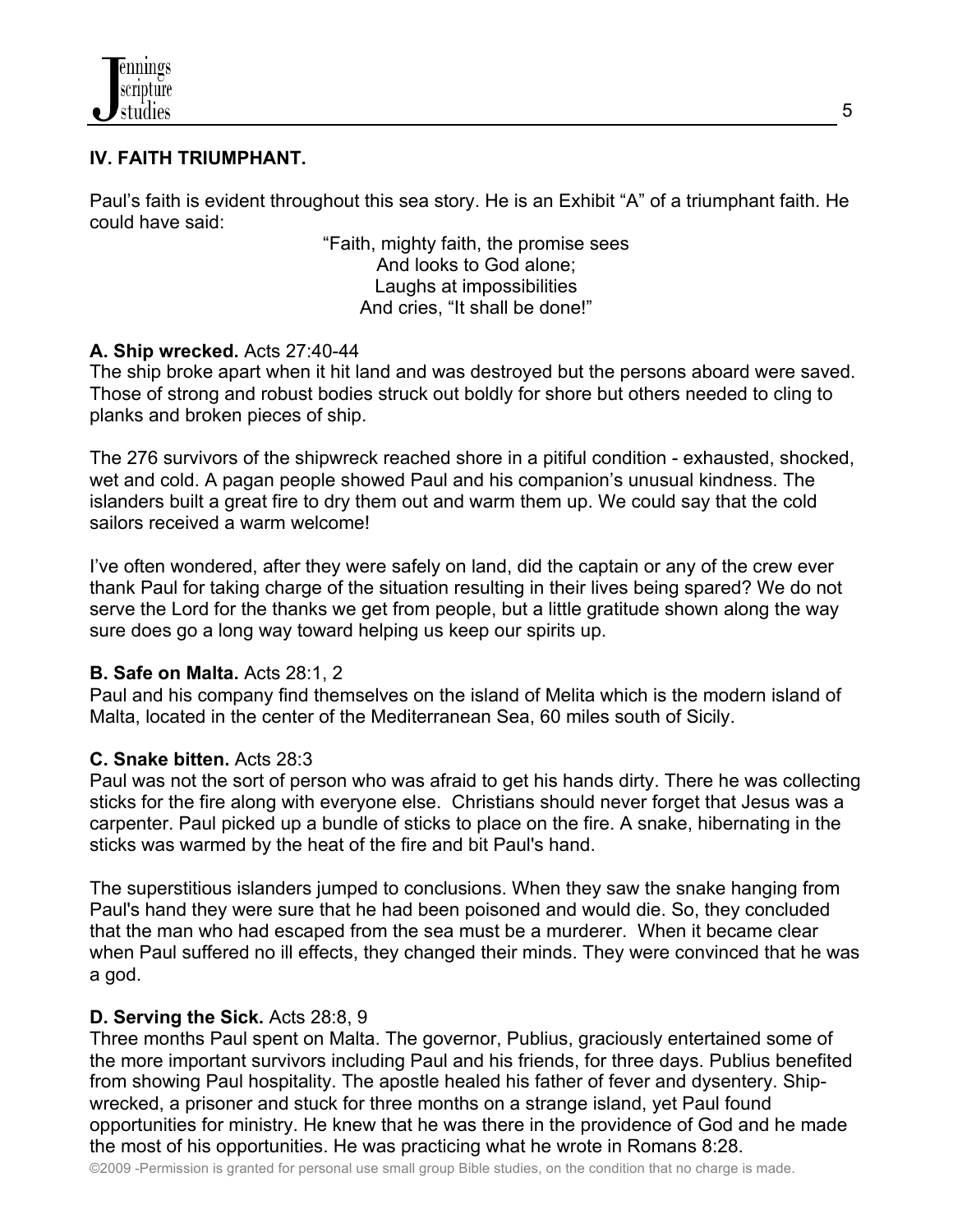## IV. FAITH TRIUMPHANT.

Paul's faith is evident throughout this sea story. He is an Exhibit "A" of a triumphant faith. He could have said:

"Faith, mighty faith, the promise sees  
And looks to God alone;  
Laughs at impossibilities  
And cries, "It shall be done!"

**A. Ship wrecked.** Acts 27:40-44  
The ship broke apart when it hit land and was destroyed but the persons aboard were saved. Those of strong and robust bodies struck out boldly for shore but others needed to cling to planks and broken pieces of ship.

The 276 survivors of the shipwreck reached shore in a pitiful condition - exhausted, shocked, wet and cold. A pagan people showed Paul and his companion's unusual kindness. The islanders built a great fire to dry them out and warm them up. We could say that the cold sailors received a warm welcome!

I've often wondered, after they were safely on land, did the captain or any of the crew ever thank Paul for taking charge of the situation resulting in their lives being spared? We do not serve the Lord for the thanks we get from people, but a little gratitude shown along the way sure does go a long way toward helping us keep our spirits up.

**B. Safe on Malta.** Acts 28:1, 2  
Paul and his company find themselves on the island of Melita which is the modern island of Malta, located in the center of the Mediterranean Sea, 60 miles south of Sicily.

**C. Snake bitten.** Acts 28:3  
Paul was not the sort of person who was afraid to get his hands dirty. There he was collecting sticks for the fire along with everyone else. Christians should never forget that Jesus was a carpenter. Paul picked up a bundle of sticks to place on the fire. A snake, hibernating in the sticks was warmed by the heat of the fire and bit Paul's hand.

The superstitious islanders jumped to conclusions. When they saw the snake hanging from Paul's hand they were sure that he had been poisoned and would die. So, they concluded that the man who had escaped from the sea must be a murderer. When it became clear when Paul suffered no ill effects, they changed their minds. They were convinced that he was a god.

**D. Serving the Sick.** Acts 28:8, 9  
Three months Paul spent on Malta. The governor, Publius, graciously entertained some of the more important survivors including Paul and his friends, for three days. Publius benefited from showing Paul hospitality. The apostle healed his father of fever and dysentery. Ship-wrecked, a prisoner and stuck for three months on a strange island, yet Paul found opportunities for ministry. He knew that he was there in the providence of God and he made the most of his opportunities. He was practicing what he wrote in Romans 8:28.

©2009 -Permission is granted for personal use small group Bible studies, on the condition that no charge is made.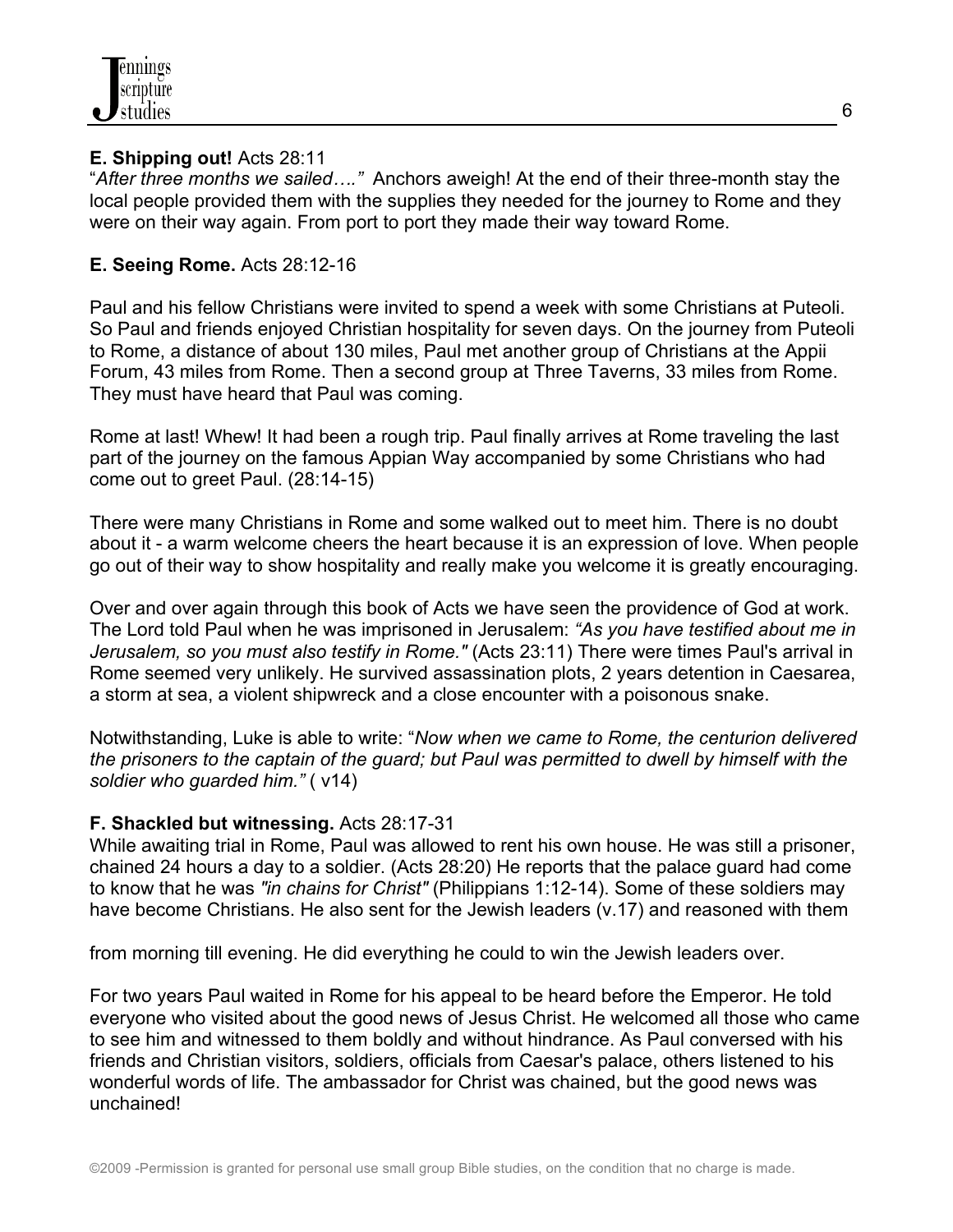**E. Shipping out!** Acts 28:11

"*After three months we sailed…."* Anchors aweigh! At the end of their three-month stay the local people provided them with the supplies they needed for the journey to Rome and they were on their way again. From port to port they made their way toward Rome.

**E. Seeing Rome.** Acts 28:12-16

Paul and his fellow Christians were invited to spend a week with some Christians at Puteoli. So Paul and friends enjoyed Christian hospitality for seven days. On the journey from Puteoli to Rome, a distance of about 130 miles, Paul met another group of Christians at the Appii Forum, 43 miles from Rome. Then a second group at Three Taverns, 33 miles from Rome. They must have heard that Paul was coming.

Rome at last! Whew! It had been a rough trip. Paul finally arrives at Rome traveling the last part of the journey on the famous Appian Way accompanied by some Christians who had come out to greet Paul. (28:14-15)

There were many Christians in Rome and some walked out to meet him. There is no doubt about it - a warm welcome cheers the heart because it is an expression of love. When people go out of their way to show hospitality and really make you welcome it is greatly encouraging.

Over and over again through this book of Acts we have seen the providence of God at work. The Lord told Paul when he was imprisoned in Jerusalem: *"As you have testified about me in Jerusalem, so you must also testify in Rome."* (Acts 23:11) There were times Paul's arrival in Rome seemed very unlikely. He survived assassination plots, 2 years detention in Caesarea, a storm at sea, a violent shipwreck and a close encounter with a poisonous snake.

Notwithstanding, Luke is able to write: "*Now when we came to Rome, the centurion delivered the prisoners to the captain of the guard; but Paul was permitted to dwell by himself with the soldier who guarded him."* ( v14)

**F. Shackled but witnessing.** Acts 28:17-31

While awaiting trial in Rome, Paul was allowed to rent his own house. He was still a prisoner, chained 24 hours a day to a soldier. (Acts 28:20) He reports that the palace guard had come to know that he was *"in chains for Christ"* (Philippians 1:12-14). Some of these soldiers may have become Christians. He also sent for the Jewish leaders (v.17) and reasoned with them from morning till evening. He did everything he could to win the Jewish leaders over.

For two years Paul waited in Rome for his appeal to be heard before the Emperor. He told everyone who visited about the good news of Jesus Christ. He welcomed all those who came to see him and witnessed to them boldly and without hindrance. As Paul conversed with his friends and Christian visitors, soldiers, officials from Caesar's palace, others listened to his wonderful words of life. The ambassador for Christ was chained, but the good news was unchained!

©2009 -Permission is granted for personal use small group Bible studies, on the condition that no charge is made.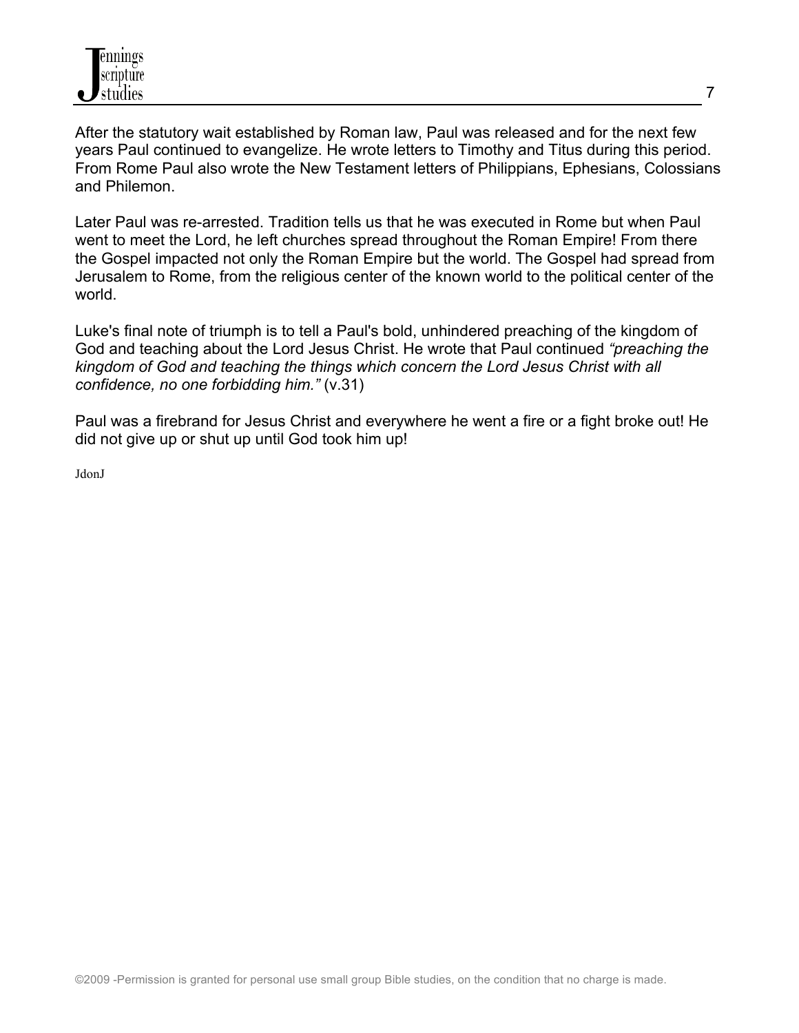After the statutory wait established by Roman law, Paul was released and for the next few years Paul continued to evangelize. He wrote letters to Timothy and Titus during this period. From Rome Paul also wrote the New Testament letters of Philippians, Ephesians, Colossians and Philemon.

Later Paul was re-arrested. Tradition tells us that he was executed in Rome but when Paul went to meet the Lord, he left churches spread throughout the Roman Empire! From there the Gospel impacted not only the Roman Empire but the world. The Gospel had spread from Jerusalem to Rome, from the religious center of the known world to the political center of the world.

Luke's final note of triumph is to tell a Paul's bold, unhindered preaching of the kingdom of God and teaching about the Lord Jesus Christ. He wrote that Paul continued *"preaching the kingdom of God and teaching the things which concern the Lord Jesus Christ with all confidence, no one forbidding him."* (v.31)

Paul was a firebrand for Jesus Christ and everywhere he went a fire or a fight broke out! He did not give up or shut up until God took him up!

JdonJ

©2009 -Permission is granted for personal use small group Bible studies, on the condition that no charge is made.